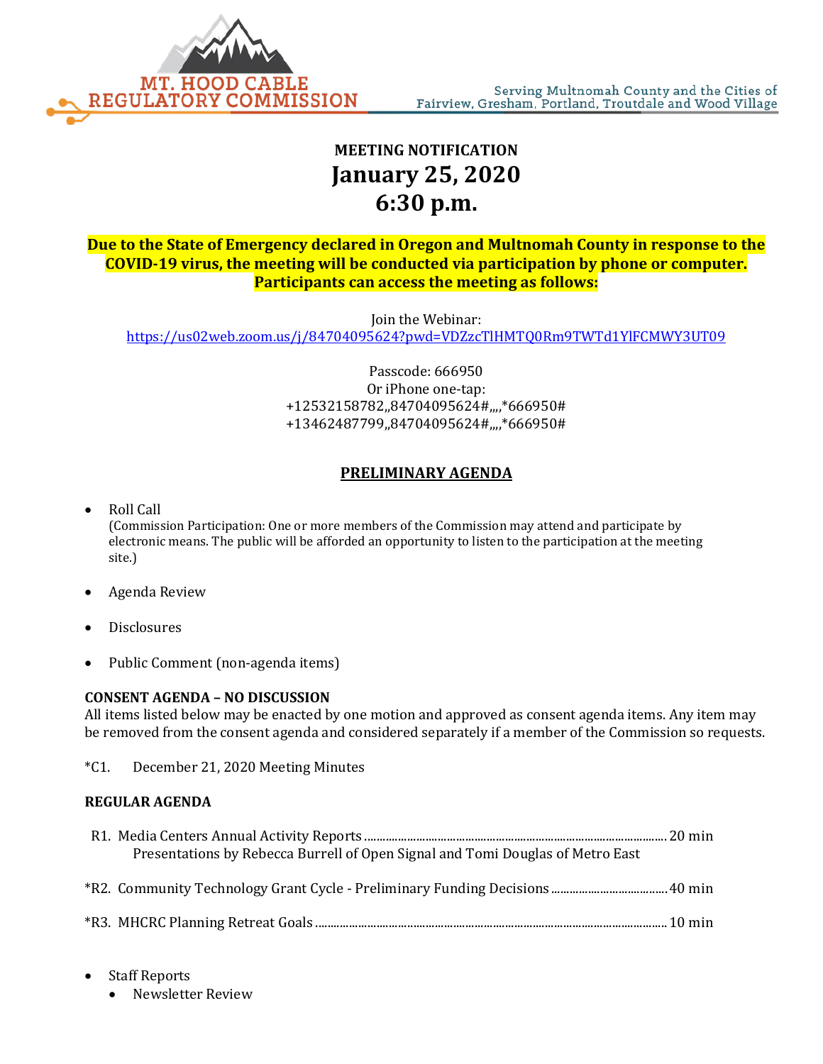MT. HOOD CABLE REGULATORY COMMISSION

Serving Multnomah County and the Cities of Fairview, Gresham, Portland, Troutdale and Wood Village

**MEETING NOTIFICATION**

# January 25, 2020
# 6:30 p.m.

**Due to the State of Emergency declared in Oregon and Multnomah County in response to the COVID-19 virus, the meeting will be conducted via participation by phone or computer. Participants can access the meeting as follows:**

Join the Webinar:
https://us02web.zoom.us/j/84704095624?pwd=VDZzcTlHMTQ0Rm9TWTd1YlFCMWY3UT09

Passcode: 666950
Or iPhone one-tap:
+12532158782,,84704095624#,,,,*666950#
+13462487799,,84704095624#,,,,*666950#

## PRELIMINARY AGENDA

- Roll Call
  (Commission Participation: One or more members of the Commission may attend and participate by electronic means. The public will be afforded an opportunity to listen to the participation at the meeting site.)
- Agenda Review
- Disclosures
- Public Comment (non-agenda items)

**CONSENT AGENDA – NO DISCUSSION**
All items listed below may be enacted by one motion and approved as consent agenda items. Any item may be removed from the consent agenda and considered separately if a member of the Commission so requests.

*C1. December 21, 2020 Meeting Minutes

**REGULAR AGENDA**

R1. Media Centers Annual Activity Reports .......... 20 min
Presentations by Rebecca Burrell of Open Signal and Tomi Douglas of Metro East

*R2. Community Technology Grant Cycle - Preliminary Funding Decisions .......... 40 min

*R3. MHCRC Planning Retreat Goals .......... 10 min

- Staff Reports
  - Newsletter Review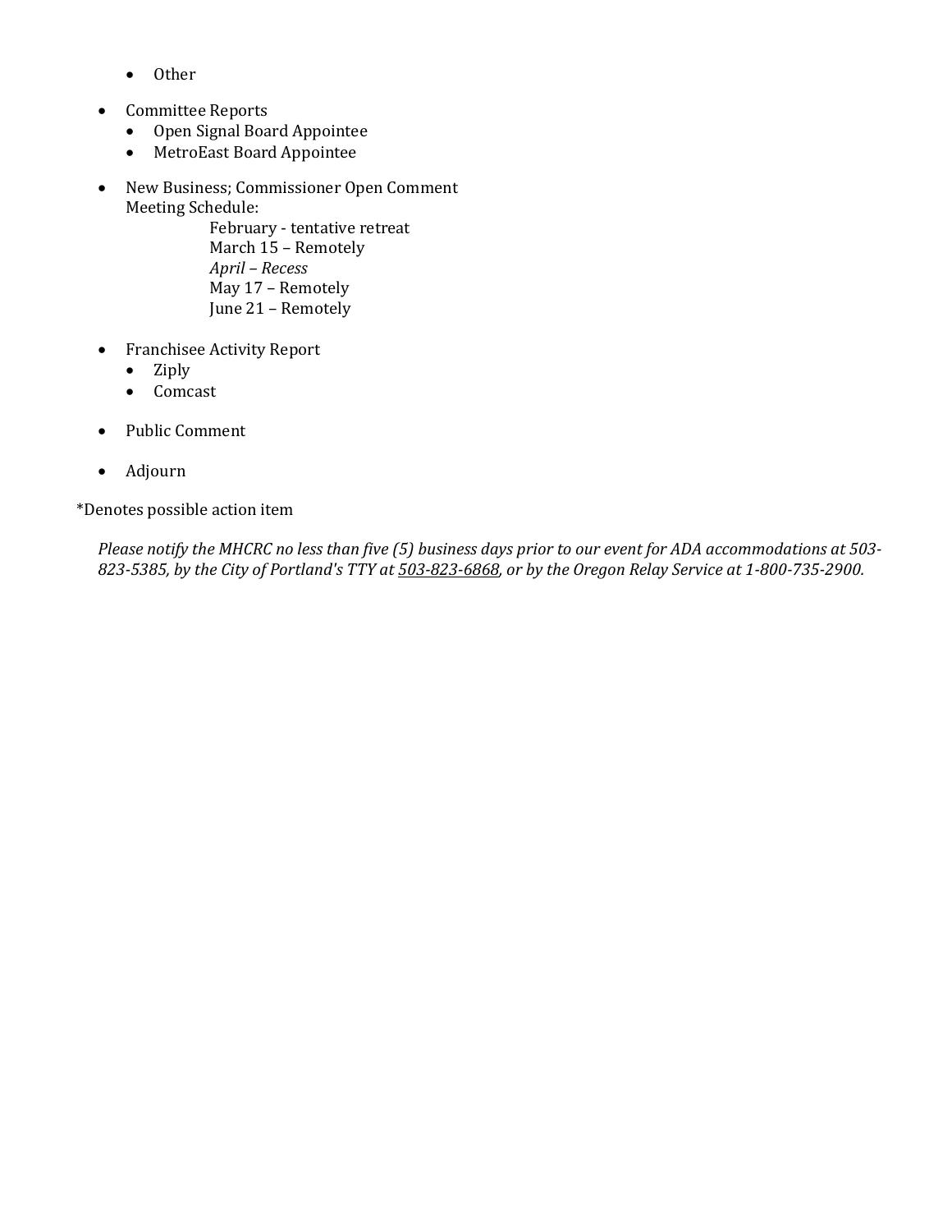- Other

- Committee Reports
  - Open Signal Board Appointee
  - MetroEast Board Appointee

- New Business; Commissioner Open Comment
  Meeting Schedule:
  February - tentative retreat
  March 15 – Remotely
  *April – Recess*
  May 17 – Remotely
  June 21 – Remotely

- Franchisee Activity Report
  - Ziply
  - Comcast

- Public Comment

- Adjourn

*Denotes possible action item

*Please notify the MHCRC no less than five (5) business days prior to our event for ADA accommodations at 503-823-5385, by the City of Portland's TTY at 503-823-6868, or by the Oregon Relay Service at 1-800-735-2900.*